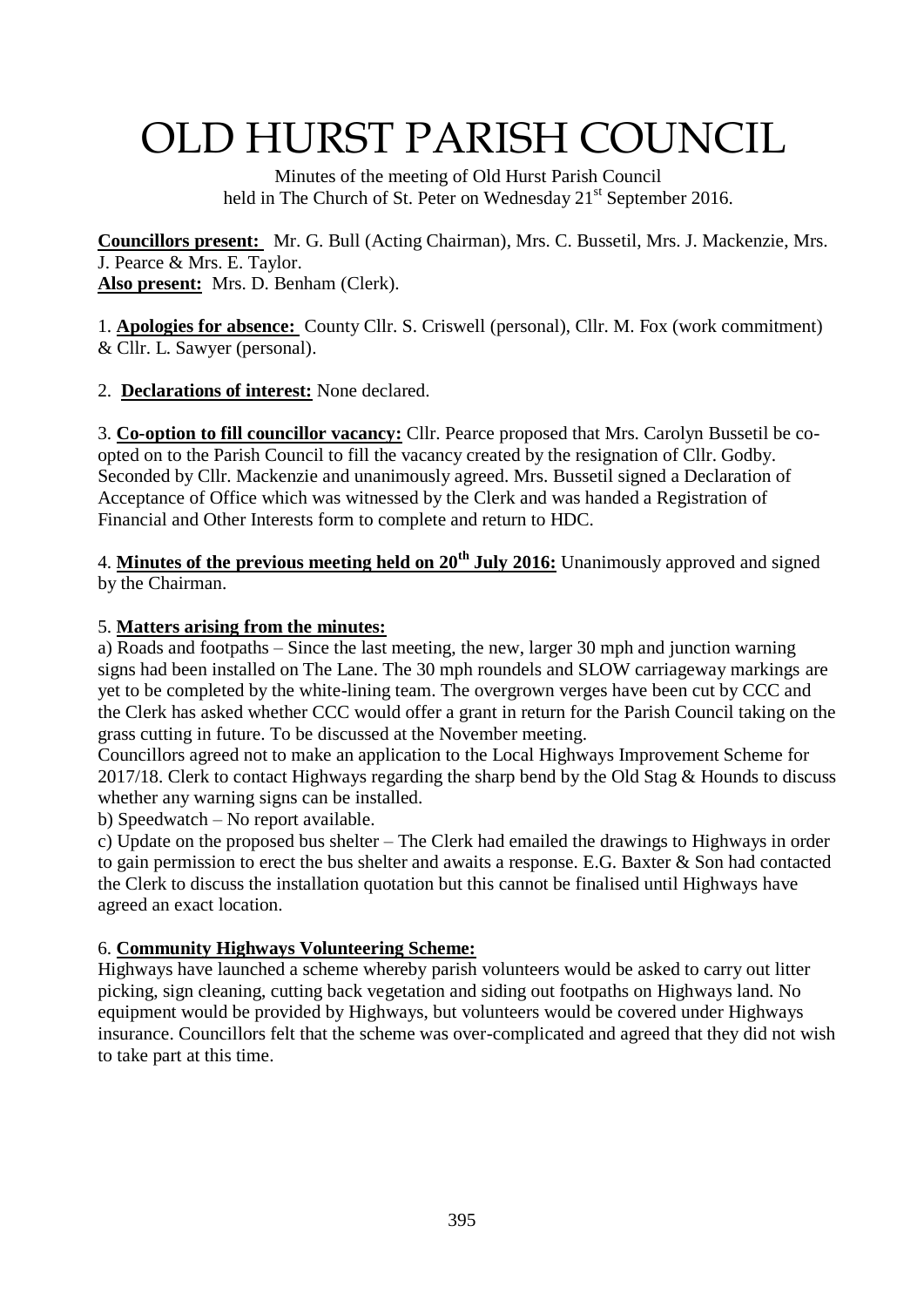# OLD HURST PARISH COUNCIL

Minutes of the meeting of Old Hurst Parish Council
held in The Church of St. Peter on Wednesday 21st September 2016.

**Councillors present:** Mr. G. Bull (Acting Chairman), Mrs. C. Bussetil, Mrs. J. Mackenzie, Mrs. J. Pearce & Mrs. E. Taylor.
**Also present:** Mrs. D. Benham (Clerk).

1. **Apologies for absence:** County Cllr. S. Criswell (personal), Cllr. M. Fox (work commitment) & Cllr. L. Sawyer (personal).

2. **Declarations of interest:** None declared.

3. **Co-option to fill councillor vacancy:** Cllr. Pearce proposed that Mrs. Carolyn Bussetil be co-opted on to the Parish Council to fill the vacancy created by the resignation of Cllr. Godby. Seconded by Cllr. Mackenzie and unanimously agreed. Mrs. Bussetil signed a Declaration of Acceptance of Office which was witnessed by the Clerk and was handed a Registration of Financial and Other Interests form to complete and return to HDC.

4. **Minutes of the previous meeting held on 20th July 2016:** Unanimously approved and signed by the Chairman.

5. **Matters arising from the minutes:**

a) Roads and footpaths – Since the last meeting, the new, larger 30 mph and junction warning signs had been installed on The Lane. The 30 mph roundels and SLOW carriageway markings are yet to be completed by the white-lining team. The overgrown verges have been cut by CCC and the Clerk has asked whether CCC would offer a grant in return for the Parish Council taking on the grass cutting in future. To be discussed at the November meeting.
Councillors agreed not to make an application to the Local Highways Improvement Scheme for 2017/18. Clerk to contact Highways regarding the sharp bend by the Old Stag & Hounds to discuss whether any warning signs can be installed.

b) Speedwatch – No report available.

c) Update on the proposed bus shelter – The Clerk had emailed the drawings to Highways in order to gain permission to erect the bus shelter and awaits a response. E.G. Baxter & Son had contacted the Clerk to discuss the installation quotation but this cannot be finalised until Highways have agreed an exact location.

6. **Community Highways Volunteering Scheme:**
Highways have launched a scheme whereby parish volunteers would be asked to carry out litter picking, sign cleaning, cutting back vegetation and siding out footpaths on Highways land. No equipment would be provided by Highways, but volunteers would be covered under Highways insurance. Councillors felt that the scheme was over-complicated and agreed that they did not wish to take part at this time.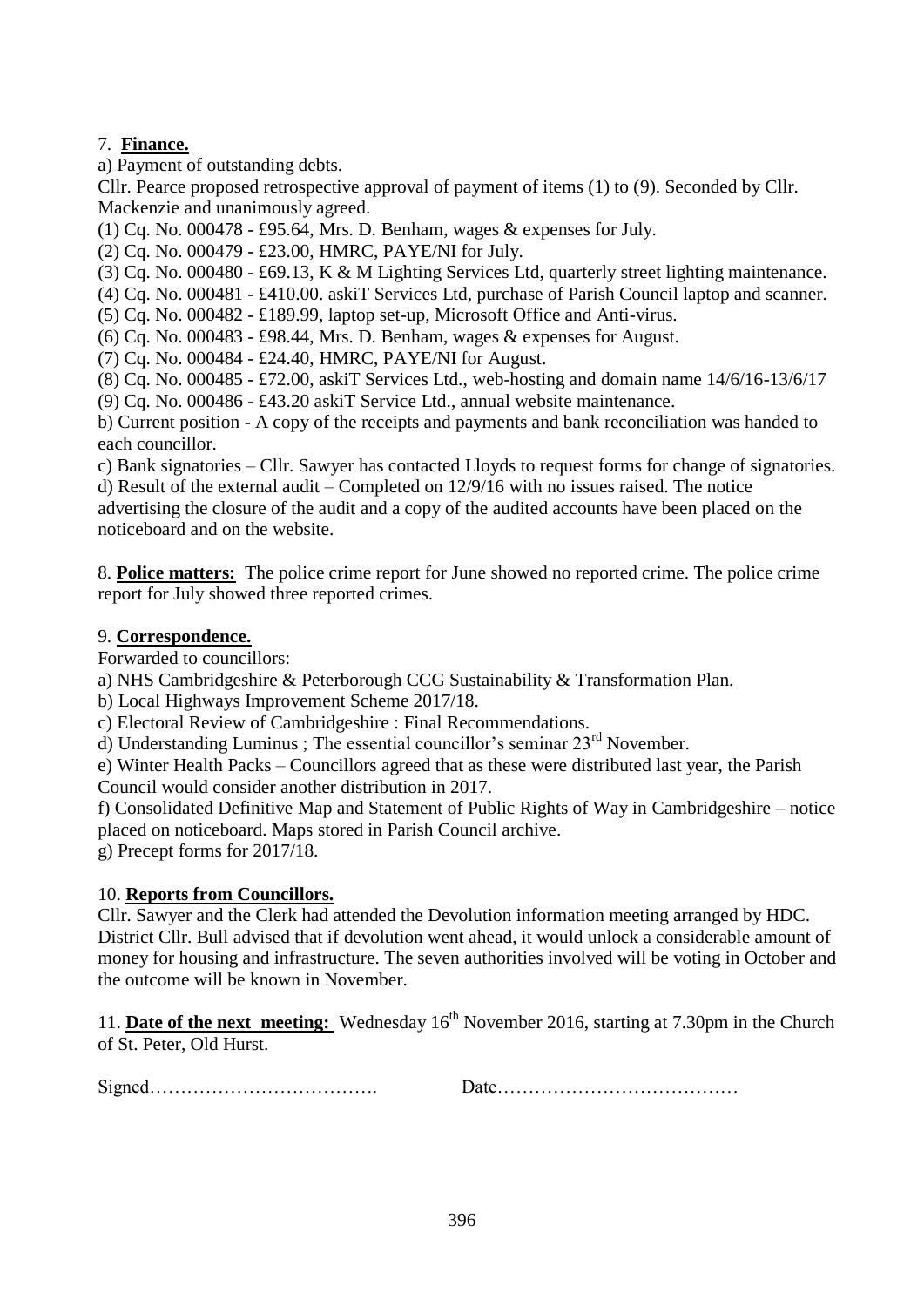7. **Finance.**

a) Payment of outstanding debts.

Cllr. Pearce proposed retrospective approval of payment of items (1) to (9). Seconded by Cllr. Mackenzie and unanimously agreed.

(1) Cq. No. 000478 - £95.64, Mrs. D. Benham, wages & expenses for July.
(2) Cq. No. 000479 - £23.00, HMRC, PAYE/NI for July.
(3) Cq. No. 000480 - £69.13, K & M Lighting Services Ltd, quarterly street lighting maintenance.
(4) Cq. No. 000481 - £410.00. askiT Services Ltd, purchase of Parish Council laptop and scanner.
(5) Cq. No. 000482 - £189.99, laptop set-up, Microsoft Office and Anti-virus.
(6) Cq. No. 000483 - £98.44, Mrs. D. Benham, wages & expenses for August.
(7) Cq. No. 000484 - £24.40, HMRC, PAYE/NI for August.
(8) Cq. No. 000485 - £72.00, askiT Services Ltd., web-hosting and domain name 14/6/16-13/6/17
(9) Cq. No. 000486 - £43.20 askiT Service Ltd., annual website maintenance.

b) Current position - A copy of the receipts and payments and bank reconciliation was handed to each councillor.

c) Bank signatories – Cllr. Sawyer has contacted Lloyds to request forms for change of signatories.

d) Result of the external audit – Completed on 12/9/16 with no issues raised. The notice advertising the closure of the audit and a copy of the audited accounts have been placed on the noticeboard and on the website.

8. **Police matters:** The police crime report for June showed no reported crime. The police crime report for July showed three reported crimes.

9. **Correspondence.**

Forwarded to councillors:

a) NHS Cambridgeshire & Peterborough CCG Sustainability & Transformation Plan.
b) Local Highways Improvement Scheme 2017/18.
c) Electoral Review of Cambridgeshire : Final Recommendations.
d) Understanding Luminus ; The essential councillor's seminar 23rd November.
e) Winter Health Packs – Councillors agreed that as these were distributed last year, the Parish Council would consider another distribution in 2017.
f) Consolidated Definitive Map and Statement of Public Rights of Way in Cambridgeshire – notice placed on noticeboard. Maps stored in Parish Council archive.
g) Precept forms for 2017/18.

10. **Reports from Councillors.**

Cllr. Sawyer and the Clerk had attended the Devolution information meeting arranged by HDC. District Cllr. Bull advised that if devolution went ahead, it would unlock a considerable amount of money for housing and infrastructure. The seven authorities involved will be voting in October and the outcome will be known in November.

11. **Date of the next meeting:** Wednesday 16th November 2016, starting at 7.30pm in the Church of St. Peter, Old Hurst.

Signed………………………………. Date…………………………………